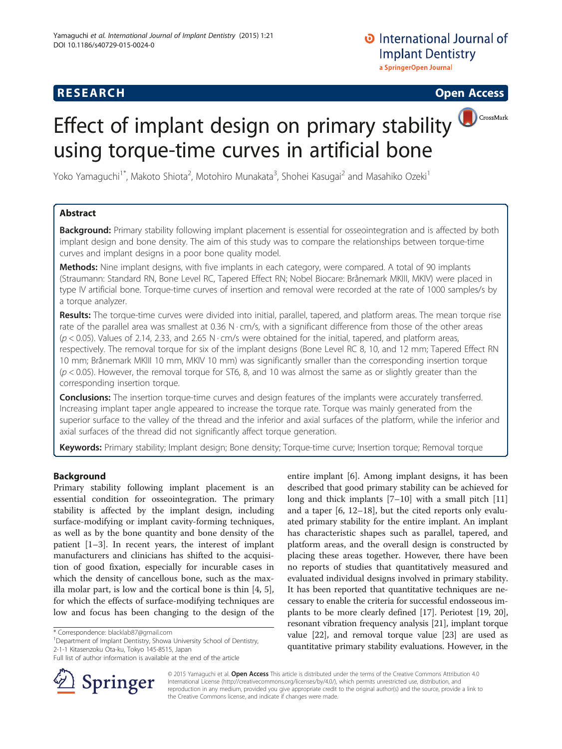RESEARCH Open Access

# Effect of implant design on primary stability using torque-time curves in artificial bone

Yoko Yamaguchi[1*], Makoto Shiota[2], Motohiro Munakata[3], Shohei Kasugai[2] and Masahiko Ozeki[1]

## Abstract

**Background:** Primary stability following implant placement is essential for osseointegration and is affected by both implant design and bone density. The aim of this study was to compare the relationships between torque-time curves and implant designs in a poor bone quality model.

**Methods:** Nine implant designs, with five implants in each category, were compared. A total of 90 implants (Straumann: Standard RN, Bone Level RC, Tapered Effect RN; Nobel Biocare: Brånemark MKIII, MKIV) were placed in type IV artificial bone. Torque-time curves of insertion and removal were recorded at the rate of 1000 samples/s by a torque analyzer.

**Results:** The torque-time curves were divided into initial, parallel, tapered, and platform areas. The mean torque rise rate of the parallel area was smallest at 0.36 N · cm/s, with a significant difference from those of the other areas ($p < 0.05$). Values of 2.14, 2.33, and 2.65 N · cm/s were obtained for the initial, tapered, and platform areas, respectively. The removal torque for six of the implant designs (Bone Level RC 8, 10, and 12 mm; Tapered Effect RN 10 mm; Brånemark MKIII 10 mm, MKIV 10 mm) was significantly smaller than the corresponding insertion torque ($p < 0.05$). However, the removal torque for ST6, 8, and 10 was almost the same as or slightly greater than the corresponding insertion torque.

**Conclusions:** The insertion torque-time curves and design features of the implants were accurately transferred. Increasing implant taper angle appeared to increase the torque rate. Torque was mainly generated from the superior surface to the valley of the thread and the inferior and axial surfaces of the platform, while the inferior and axial surfaces of the thread did not significantly affect torque generation.

**Keywords:** Primary stability; Implant design; Bone density; Torque-time curve; Insertion torque; Removal torque

## Background

Primary stability following implant placement is an essential condition for osseointegration. The primary stability is affected by the implant design, including surface-modifying or implant cavity-forming techniques, as well as by the bone quantity and bone density of the patient [1–3]. In recent years, the interest of implant manufacturers and clinicians has shifted to the acquisition of good fixation, especially for incurable cases in which the density of cancellous bone, such as the maxilla molar part, is low and the cortical bone is thin [4, 5], for which the effects of surface-modifying techniques are low and focus has been changing to the design of the entire implant [6]. Among implant designs, it has been described that good primary stability can be achieved for long and thick implants [7–10] with a small pitch [11] and a taper [6, 12–18], but the cited reports only evaluated primary stability for the entire implant. An implant has characteristic shapes such as parallel, tapered, and platform areas, and the overall design is constructed by placing these areas together. However, there have been no reports of studies that quantitatively measured and evaluated individual designs involved in primary stability. It has been reported that quantitative techniques are necessary to enable the criteria for successful endosseous implants to be more clearly defined [17]. Periotest [19, 20], resonant vibration frequency analysis [21], implant torque value [22], and removal torque value [23] are used as quantitative primary stability evaluations. However, in the

\* Correspondence: blacklab87@gmail.com
[1]Department of Implant Dentistry, Showa University School of Dentistry, 2-1-1 Kitasenzoku Ota-ku, Tokyo 145-8515, Japan
Full list of author information is available at the end of the article

© 2015 Yamaguchi et al. **Open Access** This article is distributed under the terms of the Creative Commons Attribution 4.0 International License (http://creativecommons.org/licenses/by/4.0/), which permits unrestricted use, distribution, and reproduction in any medium, provided you give appropriate credit to the original author(s) and the source, provide a link to the Creative Commons license, and indicate if changes were made.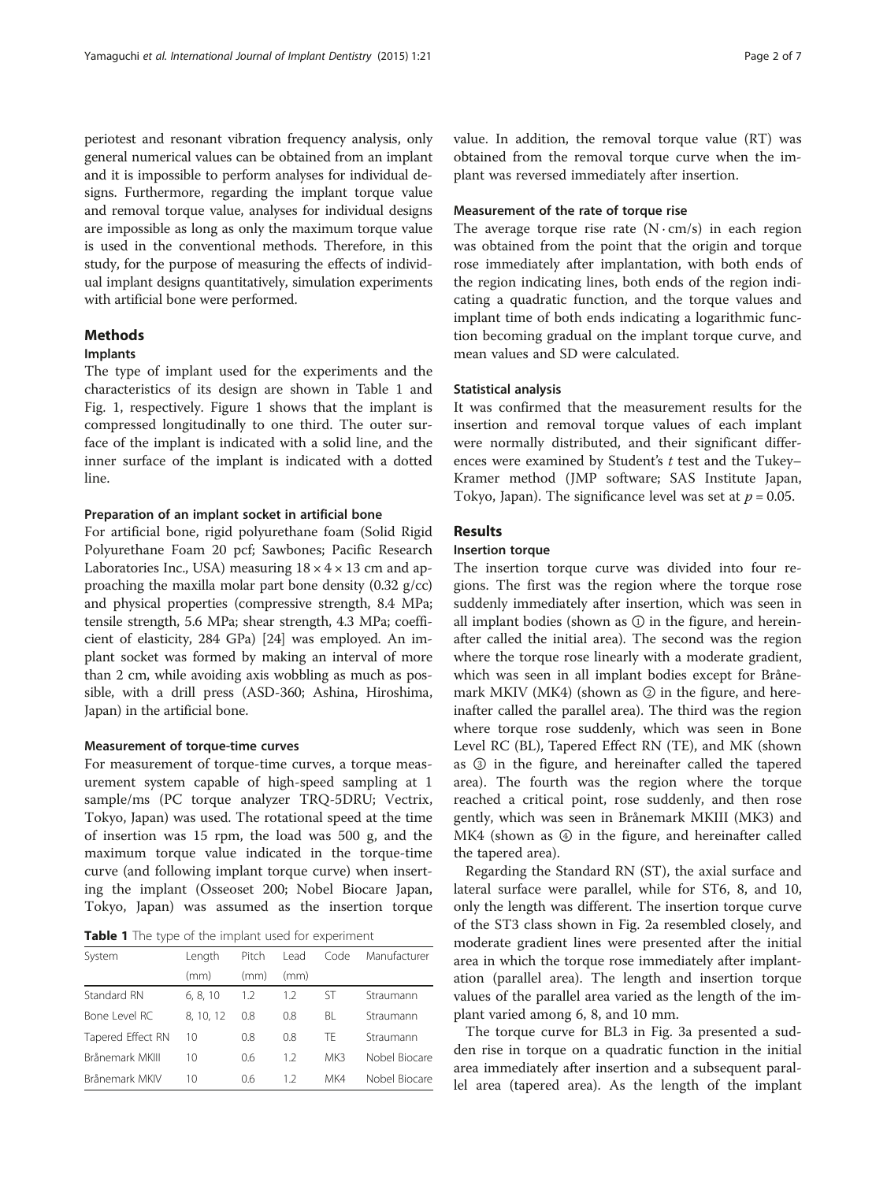periotest and resonant vibration frequency analysis, only general numerical values can be obtained from an implant and it is impossible to perform analyses for individual designs. Furthermore, regarding the implant torque value and removal torque value, analyses for individual designs are impossible as long as only the maximum torque value is used in the conventional methods. Therefore, in this study, for the purpose of measuring the effects of individual implant designs quantitatively, simulation experiments with artificial bone were performed.

## Methods

### Implants

The type of implant used for the experiments and the characteristics of its design are shown in Table 1 and Fig. 1, respectively. Figure 1 shows that the implant is compressed longitudinally to one third. The outer surface of the implant is indicated with a solid line, and the inner surface of the implant is indicated with a dotted line.

### Preparation of an implant socket in artificial bone

For artificial bone, rigid polyurethane foam (Solid Rigid Polyurethane Foam 20 pcf; Sawbones; Pacific Research Laboratories Inc., USA) measuring 18 × 4 × 13 cm and approaching the maxilla molar part bone density (0.32 g/cc) and physical properties (compressive strength, 8.4 MPa; tensile strength, 5.6 MPa; shear strength, 4.3 MPa; coefficient of elasticity, 284 GPa) [24] was employed. An implant socket was formed by making an interval of more than 2 cm, while avoiding axis wobbling as much as possible, with a drill press (ASD-360; Ashina, Hiroshima, Japan) in the artificial bone.

### Measurement of torque-time curves

For measurement of torque-time curves, a torque measurement system capable of high-speed sampling at 1 sample/ms (PC torque analyzer TRQ-5DRU; Vectrix, Tokyo, Japan) was used. The rotational speed at the time of insertion was 15 rpm, the load was 500 g, and the maximum torque value indicated in the torque-time curve (and following implant torque curve) when inserting the implant (Osseoset 200; Nobel Biocare Japan, Tokyo, Japan) was assumed as the insertion torque value. In addition, the removal torque value (RT) was obtained from the removal torque curve when the implant was reversed immediately after insertion.

**Table 1** The type of the implant used for experiment

| System | Length (mm) | Pitch (mm) | Lead (mm) | Code | Manufacturer |
|---|---|---|---|---|---|
| Standard RN | 6, 8, 10 | 1.2 | 1.2 | ST | Straumann |
| Bone Level RC | 8, 10, 12 | 0.8 | 0.8 | BL | Straumann |
| Tapered Effect RN | 10 | 0.8 | 0.8 | TE | Straumann |
| Brånemark MKIII | 10 | 0.6 | 1.2 | MK3 | Nobel Biocare |
| Brånemark MKIV | 10 | 0.6 | 1.2 | MK4 | Nobel Biocare |

### Measurement of the rate of torque rise

The average torque rise rate (N · cm/s) in each region was obtained from the point that the origin and torque rose immediately after implantation, with both ends of the region indicating lines, both ends of the region indicating a quadratic function, and the torque values and implant time of both ends indicating a logarithmic function becoming gradual on the implant torque curve, and mean values and SD were calculated.

### Statistical analysis

It was confirmed that the measurement results for the insertion and removal torque values of each implant were normally distributed, and their significant differences were examined by Student's *t* test and the Tukey–Kramer method (JMP software; SAS Institute Japan, Tokyo, Japan). The significance level was set at $p = 0.05$.

## Results

### Insertion torque

The insertion torque curve was divided into four regions. The first was the region where the torque rose suddenly immediately after insertion, which was seen in all implant bodies (shown as ① in the figure, and hereinafter called the initial area). The second was the region where the torque rose linearly with a moderate gradient, which was seen in all implant bodies except for Brånemark MKIV (MK4) (shown as ② in the figure, and hereinafter called the parallel area). The third was the region where torque rose suddenly, which was seen in Bone Level RC (BL), Tapered Effect RN (TE), and MK (shown as ③ in the figure, and hereinafter called the tapered area). The fourth was the region where the torque reached a critical point, rose suddenly, and then rose gently, which was seen in Brånemark MKIII (MK3) and MK4 (shown as ④ in the figure, and hereinafter called the tapered area).

Regarding the Standard RN (ST), the axial surface and lateral surface were parallel, while for ST6, 8, and 10, only the length was different. The insertion torque curve of the ST3 class shown in Fig. 2a resembled closely, and moderate gradient lines were presented after the initial area in which the torque rose immediately after implantation (parallel area). The length and insertion torque values of the parallel area varied as the length of the implant varied among 6, 8, and 10 mm.

The torque curve for BL3 in Fig. 3a presented a sudden rise in torque on a quadratic function in the initial area immediately after insertion and a subsequent parallel area (tapered area). As the length of the implant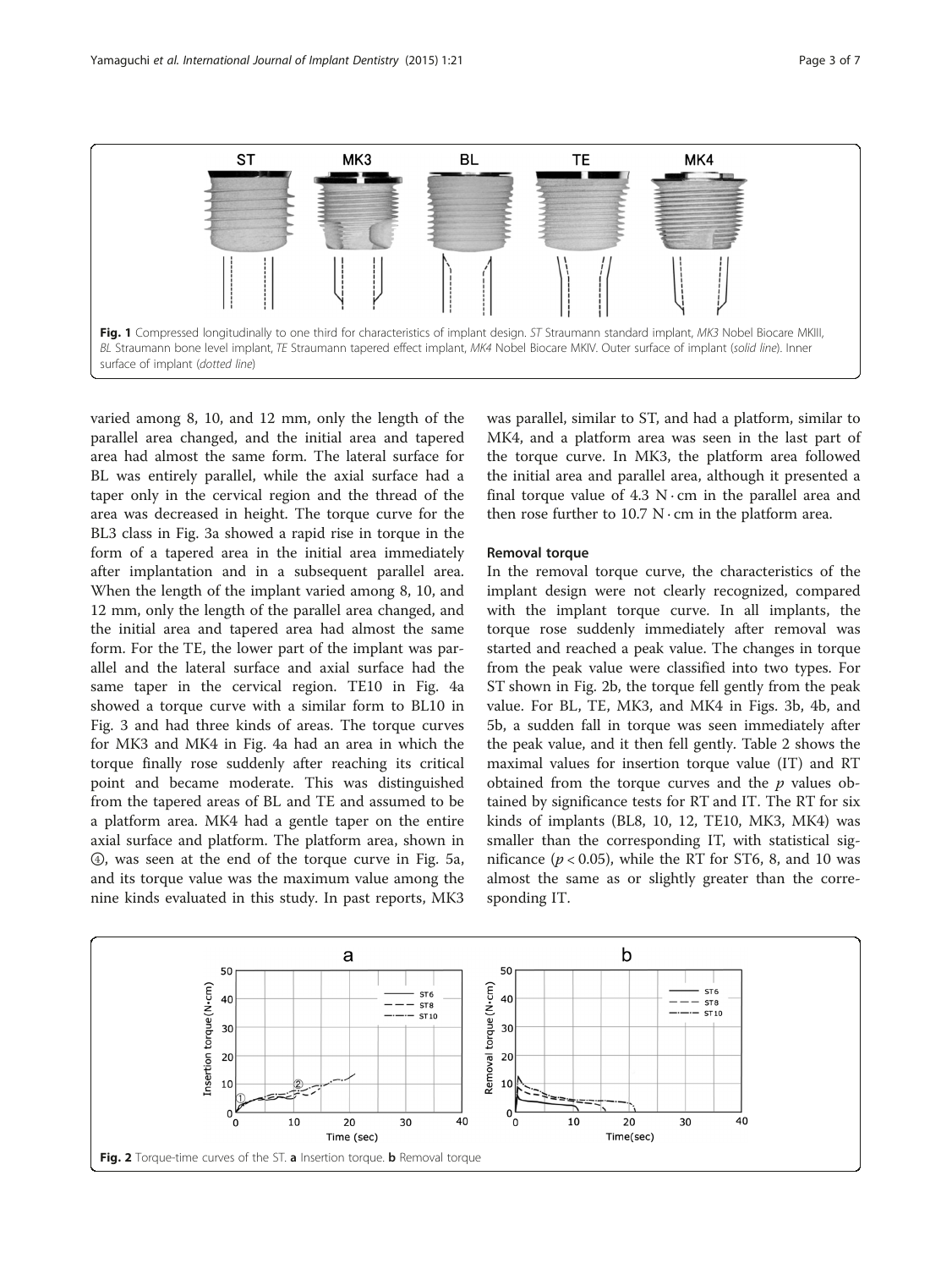Fig. 1 Compressed longitudinally to one third for characteristics of implant design. *ST* Straumann standard implant, *MK3* Nobel Biocare MKIII, *BL* Straumann bone level implant, *TE* Straumann tapered effect implant, *MK4* Nobel Biocare MKIV. Outer surface of implant (*solid line*). Inner surface of implant (*dotted line*)

varied among 8, 10, and 12 mm, only the length of the parallel area changed, and the initial area and tapered area had almost the same form. The lateral surface for BL was entirely parallel, while the axial surface had a taper only in the cervical region and the thread of the area was decreased in height. The torque curve for the BL3 class in Fig. 3a showed a rapid rise in torque in the form of a tapered area in the initial area immediately after implantation and in a subsequent parallel area. When the length of the implant varied among 8, 10, and 12 mm, only the length of the parallel area changed, and the initial area and tapered area had almost the same form. For the TE, the lower part of the implant was parallel and the lateral surface and axial surface had the same taper in the cervical region. TE10 in Fig. 4a showed a torque curve with a similar form to BL10 in Fig. 3 and had three kinds of areas. The torque curves for MK3 and MK4 in Fig. 4a had an area in which the torque finally rose suddenly after reaching its critical point and became moderate. This was distinguished from the tapered areas of BL and TE and assumed to be a platform area. MK4 had a gentle taper on the entire axial surface and platform. The platform area, shown in ④, was seen at the end of the torque curve in Fig. 5a, and its torque value was the maximum value among the nine kinds evaluated in this study. In past reports, MK3 was parallel, similar to ST, and had a platform, similar to MK4, and a platform area was seen in the last part of the torque curve. In MK3, the platform area followed the initial area and parallel area, although it presented a final torque value of 4.3 N · cm in the parallel area and then rose further to 10.7 N · cm in the platform area.

### Removal torque

In the removal torque curve, the characteristics of the implant design were not clearly recognized, compared with the implant torque curve. In all implants, the torque rose suddenly immediately after removal was started and reached a peak value. The changes in torque from the peak value were classified into two types. For ST shown in Fig. 2b, the torque fell gently from the peak value. For BL, TE, MK3, and MK4 in Figs. 3b, 4b, and 5b, a sudden fall in torque was seen immediately after the peak value, and it then fell gently. Table 2 shows the maximal values for insertion torque value (IT) and RT obtained from the torque curves and the $p$ values obtained by significance tests for RT and IT. The RT for six kinds of implants (BL8, 10, 12, TE10, MK3, MK4) was smaller than the corresponding IT, with statistical significance ($p < 0.05$), while the RT for ST6, 8, and 10 was almost the same as or slightly greater than the corresponding IT.

Fig. 2 Torque-time curves of the ST. **a** Insertion torque. **b** Removal torque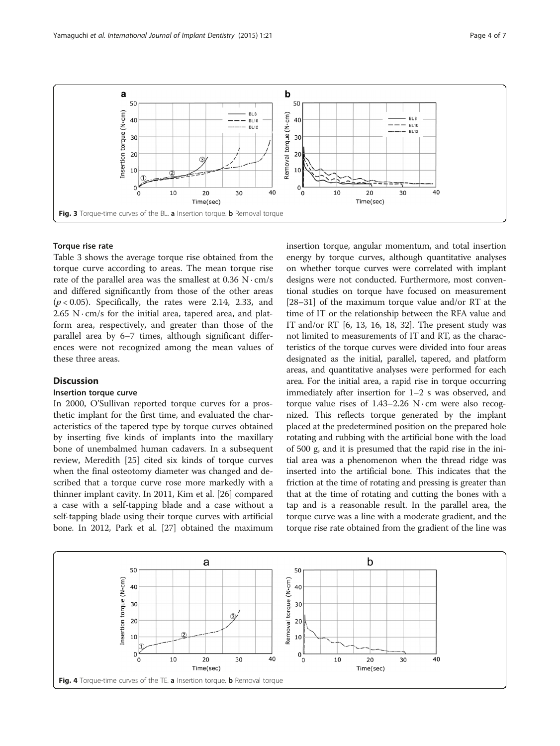Fig. 3 Torque-time curves of the BL. **a** Insertion torque. **b** Removal torque

### Torque rise rate

Table 3 shows the average torque rise obtained from the torque curve according to areas. The mean torque rise rate of the parallel area was the smallest at 0.36 N · cm/s and differed significantly from those of the other areas ($p < 0.05$). Specifically, the rates were 2.14, 2.33, and 2.65 N · cm/s for the initial area, tapered area, and platform area, respectively, and greater than those of the parallel area by 6–7 times, although significant differences were not recognized among the mean values of these three areas.

## Discussion

### Insertion torque curve

In 2000, O'Sullivan reported torque curves for a prosthetic implant for the first time, and evaluated the characteristics of the tapered type by torque curves obtained by inserting five kinds of implants into the maxillary bone of unembalmed human cadavers. In a subsequent review, Meredith [25] cited six kinds of torque curves when the final osteotomy diameter was changed and described that a torque curve rose more markedly with a thinner implant cavity. In 2011, Kim et al. [26] compared a case with a self-tapping blade and a case without a self-tapping blade using their torque curves with artificial bone. In 2012, Park et al. [27] obtained the maximum insertion torque, angular momentum, and total insertion energy by torque curves, although quantitative analyses on whether torque curves were correlated with implant designs were not conducted. Furthermore, most conventional studies on torque have focused on measurement [28–31] of the maximum torque value and/or RT at the time of IT or the relationship between the RFA value and IT and/or RT [6, 13, 16, 18, 32]. The present study was not limited to measurements of IT and RT, as the characteristics of the torque curves were divided into four areas designated as the initial, parallel, tapered, and platform areas, and quantitative analyses were performed for each area. For the initial area, a rapid rise in torque occurring immediately after insertion for 1–2 s was observed, and torque value rises of 1.43–2.26 N · cm were also recognized. This reflects torque generated by the implant placed at the predetermined position on the prepared hole rotating and rubbing with the artificial bone with the load of 500 g, and it is presumed that the rapid rise in the initial area was a phenomenon when the thread ridge was inserted into the artificial bone. This indicates that the friction at the time of rotating and pressing is greater than that at the time of rotating and cutting the bones with a tap and is a reasonable result. In the parallel area, the torque curve was a line with a moderate gradient, and the torque rise rate obtained from the gradient of the line was

Fig. 4 Torque-time curves of the TE. **a** Insertion torque. **b** Removal torque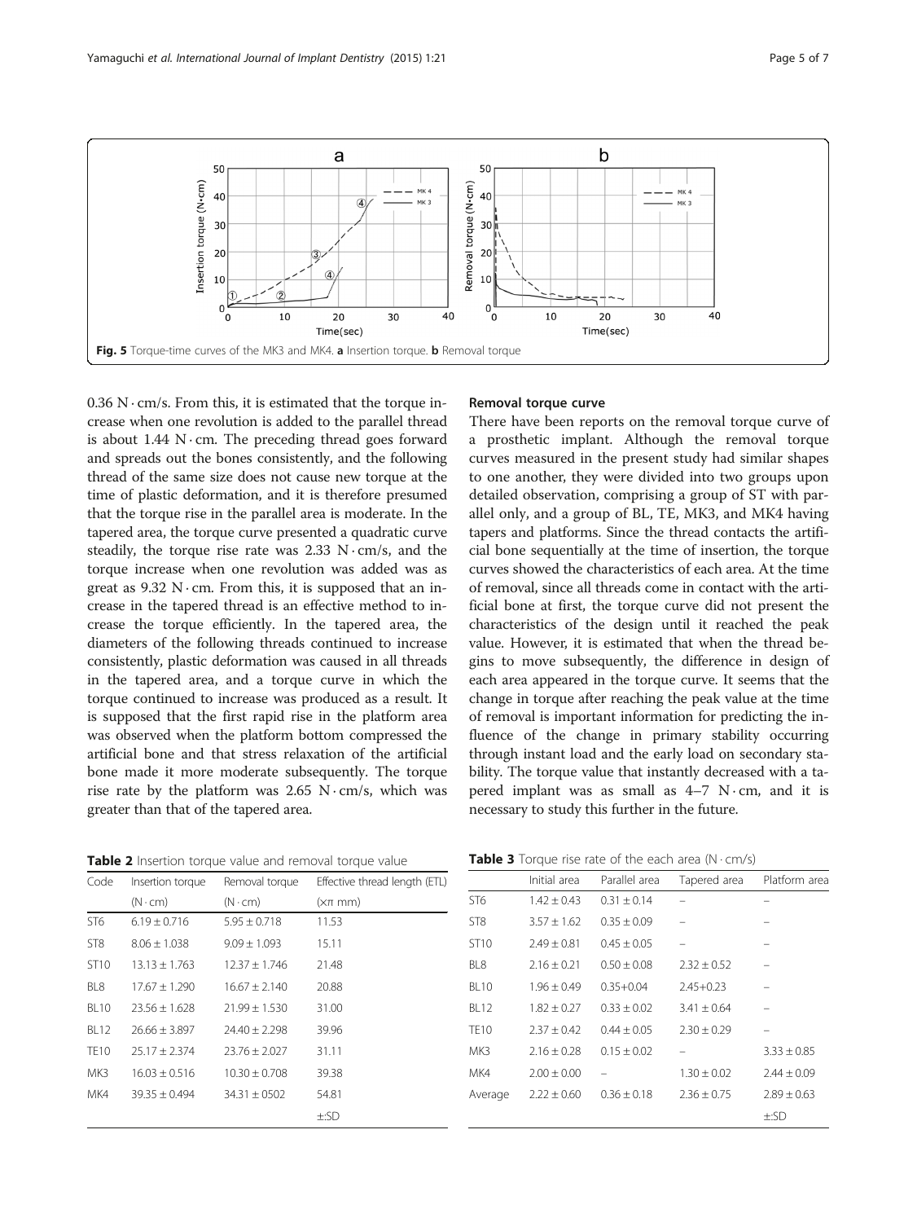Fig. 5 Torque-time curves of the MK3 and MK4. **a** Insertion torque. **b** Removal torque

0.36 N · cm/s. From this, it is estimated that the torque increase when one revolution is added to the parallel thread is about 1.44 N · cm. The preceding thread goes forward and spreads out the bones consistently, and the following thread of the same size does not cause new torque at the time of plastic deformation, and it is therefore presumed that the torque rise in the parallel area is moderate. In the tapered area, the torque curve presented a quadratic curve steadily, the torque rise rate was 2.33 N · cm/s, and the torque increase when one revolution was added was as great as 9.32 N · cm. From this, it is supposed that an increase in the tapered thread is an effective method to increase the torque efficiently. In the tapered area, the diameters of the following threads continued to increase consistently, plastic deformation was caused in all threads in the tapered area, and a torque curve in which the torque continued to increase was produced as a result. It is supposed that the first rapid rise in the platform area was observed when the platform bottom compressed the artificial bone and that stress relaxation of the artificial bone made it more moderate subsequently. The torque rise rate by the platform was 2.65 N · cm/s, which was greater than that of the tapered area.

### Removal torque curve

There have been reports on the removal torque curve of a prosthetic implant. Although the removal torque curves measured in the present study had similar shapes to one another, they were divided into two groups upon detailed observation, comprising a group of ST with parallel only, and a group of BL, TE, MK3, and MK4 having tapers and platforms. Since the thread contacts the artificial bone sequentially at the time of insertion, the torque curves showed the characteristics of each area. At the time of removal, since all threads come in contact with the artificial bone at first, the torque curve did not present the characteristics of the design until it reached the peak value. However, it is estimated that when the thread begins to move subsequently, the difference in design of each area appeared in the torque curve. It seems that the change in torque after reaching the peak value at the time of removal is important information for predicting the influence of the change in primary stability occurring through instant load and the early load on secondary stability. The torque value that instantly decreased with a tapered implant was as small as 4–7 N · cm, and it is necessary to study this further in the future.

**Table 2** Insertion torque value and removal torque value

| Code | Insertion torque (N · cm) | Removal torque (N · cm) | Effective thread length (ETL) (×π mm) |
|---|---|---|---|
| ST6 | 6.19 ± 0.716 | 5.95 ± 0.718 | 11.53 |
| ST8 | 8.06 ± 1.038 | 9.09 ± 1.093 | 15.11 |
| ST10 | 13.13 ± 1.763 | 12.37 ± 1.746 | 21.48 |
| BL8 | 17.67 ± 1.290 | 16.67 ± 2.140 | 20.88 |
| BL10 | 23.56 ± 1.628 | 21.99 ± 1.530 | 31.00 |
| BL12 | 26.66 ± 3.897 | 24.40 ± 2.298 | 39.96 |
| TE10 | 25.17 ± 2.374 | 23.76 ± 2.027 | 31.11 |
| MK3 | 16.03 ± 0.516 | 10.30 ± 0.708 | 39.38 |
| MK4 | 39.35 ± 0.494 | 34.31 ± 0502 | 54.81 |
| | | | ±:SD |

**Table 3** Torque rise rate of the each area (N · cm/s)

| | Initial area | Parallel area | Tapered area | Platform area |
|---|---|---|---|---|
| ST6 | 1.42 ± 0.43 | 0.31 ± 0.14 | – | – |
| ST8 | 3.57 ± 1.62 | 0.35 ± 0.09 | – | – |
| ST10 | 2.49 ± 0.81 | 0.45 ± 0.05 | – | – |
| BL8 | 2.16 ± 0.21 | 0.50 ± 0.08 | 2.32 ± 0.52 | – |
| BL10 | 1.96 ± 0.49 | 0.35+0.04 | 2.45+0.23 | – |
| BL12 | 1.82 ± 0.27 | 0.33 ± 0.02 | 3.41 ± 0.64 | – |
| TE10 | 2.37 ± 0.42 | 0.44 ± 0.05 | 2.30 ± 0.29 | – |
| MK3 | 2.16 ± 0.28 | 0.15 ± 0.02 | – | 3.33 ± 0.85 |
| MK4 | 2.00 ± 0.00 | – | 1.30 ± 0.02 | 2.44 ± 0.09 |
| Average | 2.22 ± 0.60 | 0.36 ± 0.18 | 2.36 ± 0.75 | 2.89 ± 0.63 |
| | | | | ±:SD |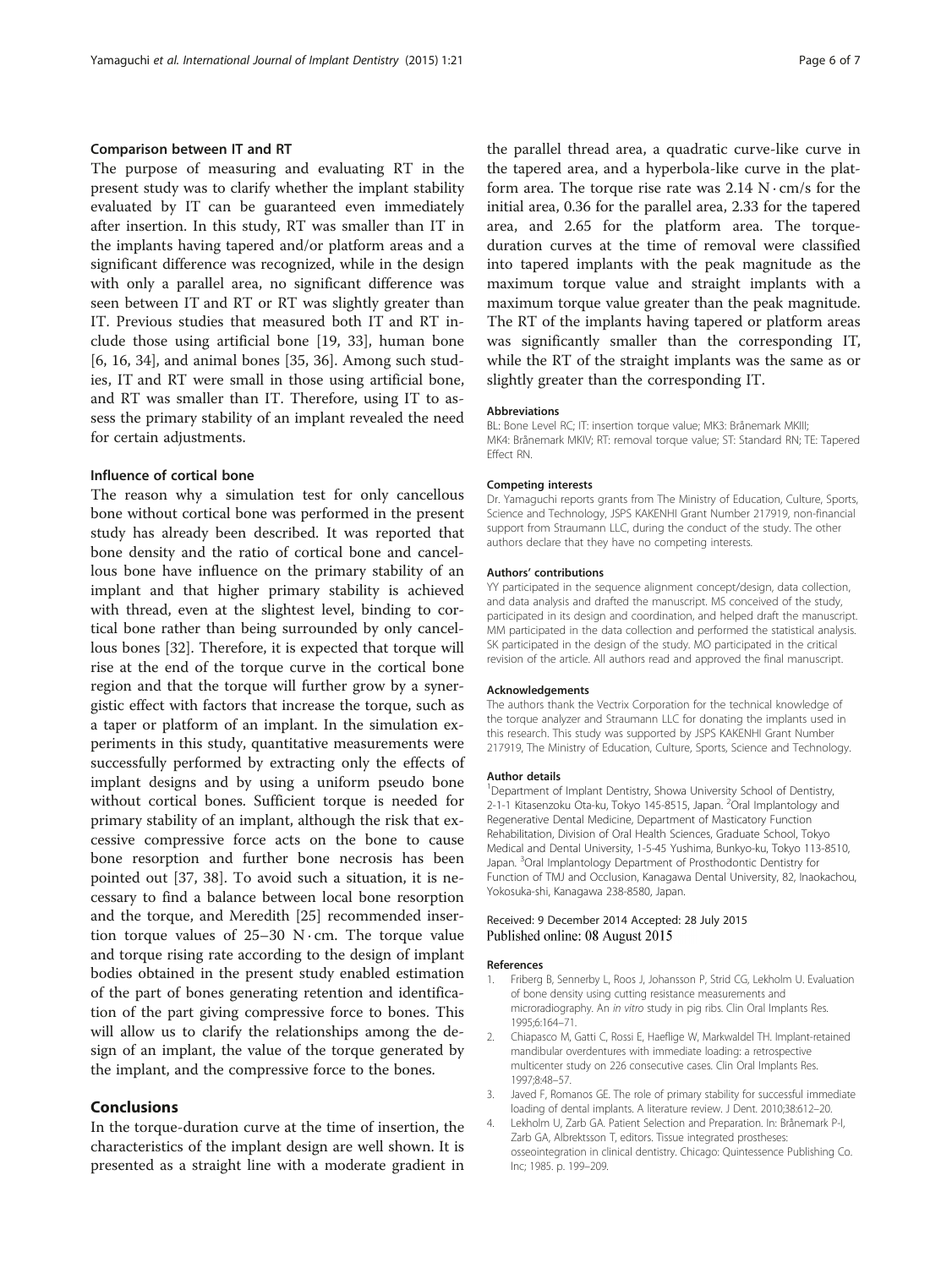### Comparison between IT and RT

The purpose of measuring and evaluating RT in the present study was to clarify whether the implant stability evaluated by IT can be guaranteed even immediately after insertion. In this study, RT was smaller than IT in the implants having tapered and/or platform areas and a significant difference was recognized, while in the design with only a parallel area, no significant difference was seen between IT and RT or RT was slightly greater than IT. Previous studies that measured both IT and RT include those using artificial bone [19, 33], human bone [6, 16, 34], and animal bones [35, 36]. Among such studies, IT and RT were small in those using artificial bone, and RT was smaller than IT. Therefore, using IT to assess the primary stability of an implant revealed the need for certain adjustments.

### Influence of cortical bone

The reason why a simulation test for only cancellous bone without cortical bone was performed in the present study has already been described. It was reported that bone density and the ratio of cortical bone and cancellous bone have influence on the primary stability of an implant and that higher primary stability is achieved with thread, even at the slightest level, binding to cortical bone rather than being surrounded by only cancellous bones [32]. Therefore, it is expected that torque will rise at the end of the torque curve in the cortical bone region and that the torque will further grow by a synergistic effect with factors that increase the torque, such as a taper or platform of an implant. In the simulation experiments in this study, quantitative measurements were successfully performed by extracting only the effects of implant designs and by using a uniform pseudo bone without cortical bones. Sufficient torque is needed for primary stability of an implant, although the risk that excessive compressive force acts on the bone to cause bone resorption and further bone necrosis has been pointed out [37, 38]. To avoid such a situation, it is necessary to find a balance between local bone resorption and the torque, and Meredith [25] recommended insertion torque values of 25–30 N · cm. The torque value and torque rising rate according to the design of implant bodies obtained in the present study enabled estimation of the part of bones generating retention and identification of the part giving compressive force to bones. This will allow us to clarify the relationships among the design of an implant, the value of the torque generated by the implant, and the compressive force to the bones.

## Conclusions

In the torque-duration curve at the time of insertion, the characteristics of the implant design are well shown. It is presented as a straight line with a moderate gradient in the parallel thread area, a quadratic curve-like curve in the tapered area, and a hyperbola-like curve in the platform area. The torque rise rate was 2.14 N · cm/s for the initial area, 0.36 for the parallel area, 2.33 for the tapered area, and 2.65 for the platform area. The torque-duration curves at the time of removal were classified into tapered implants with the peak magnitude as the maximum torque value and straight implants with a maximum torque value greater than the peak magnitude. The RT of the implants having tapered or platform areas was significantly smaller than the corresponding IT, while the RT of the straight implants was the same as or slightly greater than the corresponding IT.

#### Abbreviations

BL: Bone Level RC; IT: insertion torque value; MK3: Brånemark MKIII; MK4: Brånemark MKIV; RT: removal torque value; ST: Standard RN; TE: Tapered Effect RN.

#### Competing interests

Dr. Yamaguchi reports grants from The Ministry of Education, Culture, Sports, Science and Technology, JSPS KAKENHI Grant Number 217919, non-financial support from Straumann LLC, during the conduct of the study. The other authors declare that they have no competing interests.

#### Authors' contributions

YY participated in the sequence alignment concept/design, data collection, and data analysis and drafted the manuscript. MS conceived of the study, participated in its design and coordination, and helped draft the manuscript. MM participated in the data collection and performed the statistical analysis. SK participated in the design of the study. MO participated in the critical revision of the article. All authors read and approved the final manuscript.

#### Acknowledgements

The authors thank the Vectrix Corporation for the technical knowledge of the torque analyzer and Straumann LLC for donating the implants used in this research. This study was supported by JSPS KAKENHI Grant Number 217919, The Ministry of Education, Culture, Sports, Science and Technology.

#### Author details

[1]Department of Implant Dentistry, Showa University School of Dentistry, 2-1-1 Kitasenzoku Ota-ku, Tokyo 145-8515, Japan. [2]Oral Implantology and Regenerative Dental Medicine, Department of Masticatory Function Rehabilitation, Division of Oral Health Sciences, Graduate School, Tokyo Medical and Dental University, 1-5-45 Yushima, Bunkyo-ku, Tokyo 113-8510, Japan. [3]Oral Implantology Department of Prosthodontic Dentistry for Function of TMJ and Occlusion, Kanagawa Dental University, 82, Inaokachou, Yokosuka-shi, Kanagawa 238-8580, Japan.

Received: 9 December 2014 Accepted: 28 July 2015
Published online: 08 August 2015

#### References

1. Friberg B, Sennerby L, Roos J, Johansson P, Strid CG, Lekholm U. Evaluation of bone density using cutting resistance measurements and microradiography. An *in vitro* study in pig ribs. Clin Oral Implants Res. 1995;6:164–71.
2. Chiapasco M, Gatti C, Rossi E, Haeflige W, Markwaldel TH. Implant-retained mandibular overdentures with immediate loading: a retrospective multicenter study on 226 consecutive cases. Clin Oral Implants Res. 1997;8:48–57.
3. Javed F, Romanos GE. The role of primary stability for successful immediate loading of dental implants. A literature review. J Dent. 2010;38:612–20.
4. Lekholm U, Zarb GA. Patient Selection and Preparation. In: Brånemark P-I, Zarb GA, Albrektsson T, editors. Tissue integrated prostheses: osseointegration in clinical dentistry. Chicago: Quintessence Publishing Co. Inc; 1985. p. 199–209.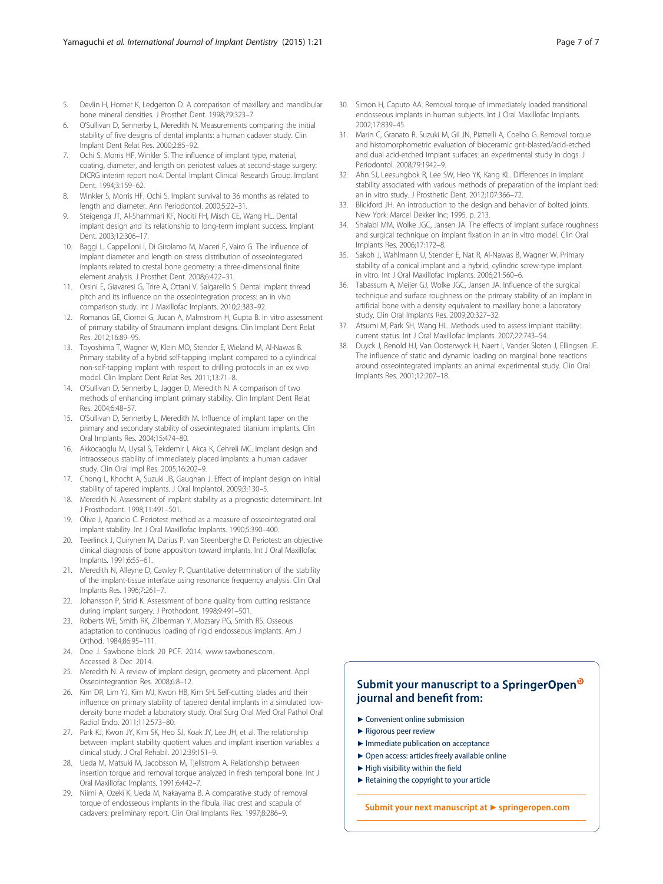5. Devlin H, Horner K, Ledgerton D. A comparison of maxillary and mandibular bone mineral densities. J Prosthet Dent. 1998;79:323–7.
6. O'Sullivan D, Sennerby L, Meredith N. Measurements comparing the initial stability of five designs of dental implants: a human cadaver study. Clin Implant Dent Relat Res. 2000;2:85–92.
7. Ochi S, Morris HF, Winkler S. The influence of implant type, material, coating, diameter, and length on periotest values at second-stage surgery: DICRG interim report no.4. Dental Implant Clinical Research Group. Implant Dent. 1994;3:159–62.
8. Winkler S, Morris HF, Ochi S. Implant survival to 36 months as related to length and diameter. Ann Periodontol. 2000;5:22–31.
9. Steigenga JT, Al-Shammari KF, Nociti FH, Misch CE, Wang HL. Dental implant design and its relationship to long-term implant success. Implant Dent. 2003;12:306–17.
10. Baggi L, Cappelloni I, Di Girolamo M, Maceri F, Vairo G. The influence of implant diameter and length on stress distribution of osseointegrated implants related to crestal bone geometry: a three-dimensional finite element analysis. J Prosthet Dent. 2008;6:422–31.
11. Orsini E, Giavaresi G, Trire A, Ottani V, Salgarello S. Dental implant thread pitch and its influence on the osseointegration process: an in vivo comparison study. Int J Maxillofac Implants. 2010;2:383–92.
12. Romanos GE, Ciornei G, Jucan A, Malmstrom H, Gupta B. In vitro assessment of primary stability of Straumann implant designs. Clin Implant Dent Relat Res. 2012;16:89–95.
13. Toyoshima T, Wagner W, Klein MO, Stender E, Wieland M, Al-Nawas B. Primary stability of a hybrid self-tapping implant compared to a cylindrical non-self-tapping implant with respect to drilling protocols in an ex vivo model. Clin Implant Dent Relat Res. 2011;13:71–8.
14. O'Sullivan D, Sennerby L, Jagger D, Meredith N. A comparison of two methods of enhancing implant primary stability. Clin Implant Dent Relat Res. 2004;6:48–57.
15. O'Sullivan D, Sennerby L, Meredith M. Influence of implant taper on the primary and secondary stability of osseointegrated titanium implants. Clin Oral Implants Res. 2004;15:474–80.
16. Akkocaoglu M, Uysal S, Tekdemir I, Akca K, Cehreli MC. Implant design and intraosseous stability of immediately placed implants: a human cadaver study. Clin Oral Impl Res. 2005;16:202–9.
17. Chong L, Khocht A, Suzuki JB, Gaughan J. Effect of implant design on initial stability of tapered implants. J Oral Implantol. 2009;3:130–5.
18. Meredith N. Assessment of implant stability as a prognostic determinant. Int J Prosthodont. 1998;11:491–501.
19. Olive J, Aparicio C. Periotest method as a measure of osseointegrated oral implant stability. Int J Oral Maxillofac Implants. 1990;5:390–400.
20. Teerlinck J, Quirynen M, Darius P, van Steenberghe D. Periotest: an objective clinical diagnosis of bone apposition toward implants. Int J Oral Maxillofac Implants. 1991;6:55–61.
21. Meredith N, Alleyne D, Cawley P. Quantitative determination of the stability of the implant-tissue interface using resonance frequency analysis. Clin Oral Implants Res. 1996;7:261–7.
22. Johansson P, Strid K. Assessment of bone quality from cutting resistance during implant surgery. J Prothodont. 1998;9:491–501.
23. Roberts WE, Smith RK, Zilberman Y, Mozsary PG, Smith RS. Osseous adaptation to continuous loading of rigid endosseous implants. Am J Orthod. 1984;86:95–111.
24. Doe J. Sawbone block 20 PCF. 2014. www.sawbones.com. Accessed 8 Dec 2014.
25. Meredith N. A review of implant design, geometry and placement. Appl Osseointegrantion Res. 2008;6:8–12.
26. Kim DR, Lim YJ, Kim MJ, Kwon HB, Kim SH. Self-cutting blades and their influence on primary stability of tapered dental implants in a simulated low-density bone model: a laboratory study. Oral Surg Oral Med Oral Pathol Oral Radiol Endo. 2011;112:573–80.
27. Park KJ, Kwon JY, Kim SK, Heo SJ, Koak JY, Lee JH, et al. The relationship between implant stability quotient values and implant insertion variables: a clinical study. J Oral Rehabil. 2012;39:151–9.
28. Ueda M, Matsuki M, Jacobsson M, Tjellstrom A. Relationship between insertion torque and removal torque analyzed in fresh temporal bone. Int J Oral Maxillofac Implants. 1991;6:442–7.
29. Niimi A, Ozeki K, Ueda M, Nakayama B. A comparative study of removal torque of endosseous implants in the fibula, iliac crest and scapula of cadavers: preliminary report. Clin Oral Implants Res. 1997;8:286–9.
30. Simon H, Caputo AA. Removal torque of immediately loaded transitional endosseous implants in human subjects. Int J Oral Maxillofac Implants. 2002;17:839–45.
31. Marin C, Granato R, Suzuki M, Gil JN, Piattelli A, Coelho G. Removal torque and histomorphometric evaluation of bioceramic grit-blasted/acid-etched and dual acid-etched implant surfaces: an experimental study in dogs. J Periodontol. 2008;79:1942–9.
32. Ahn SJ, Leesungbok R, Lee SW, Heo YK, Kang KL. Differences in implant stability associated with various methods of preparation of the implant bed: an in vitro study. J Prosthetic Dent. 2012;107:366–72.
33. Blickford JH. An introduction to the design and behavior of bolted joints. New York: Marcel Dekker Inc; 1995. p. 213.
34. Shalabi MM, Wolke JGC, Jansen JA. The effects of implant surface roughness and surgical technique on implant fixation in an in vitro model. Clin Oral Implants Res. 2006;17:172–8.
35. Sakoh J, Wahlmann U, Stender E, Nat R, Al-Nawas B, Wagner W. Primary stability of a conical implant and a hybrid, cylindric screw-type implant in vitro. Int J Oral Maxillofac Implants. 2006;21:560–6.
36. Tabassum A, Meijer GJ, Wolke JGC, Jansen JA. Influence of the surgical technique and surface roughness on the primary stability of an implant in artificial bone with a density equivalent to maxillary bone: a laboratory study. Clin Oral Implants Res. 2009;20:327–32.
37. Atsumi M, Park SH, Wang HL. Methods used to assess implant stability: current status. Int J Oral Maxillofac Implants. 2007;22:743–54.
38. Duyck J, Renold HJ, Van Oosterwyck H, Naert I, Vander Sloten J, Ellingsen JE. The influence of static and dynamic loading on marginal bone reactions around osseointegrated implants: an animal experimental study. Clin Oral Implants Res. 2001;12:207–18.

**Submit your manuscript to a SpringerOpen journal and benefit from:**

- ► Convenient online submission
- ► Rigorous peer review
- ► Immediate publication on acceptance
- ► Open access: articles freely available online
- ► High visibility within the field
- ► Retaining the copyright to your article

**Submit your next manuscript at ► springeropen.com**